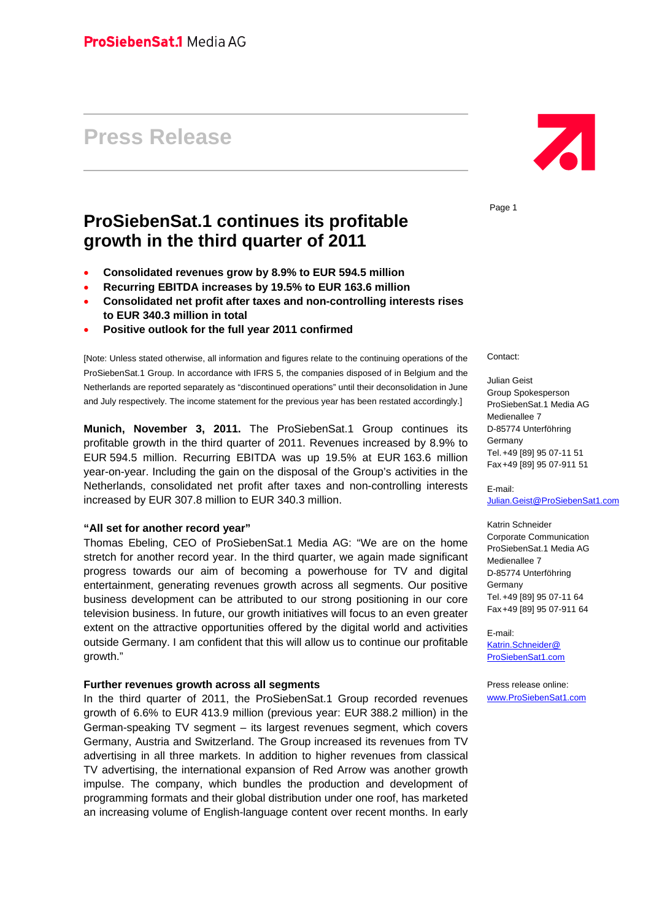ProSiebenSat.1 Media AG

# Press Release

## ProSiebenSat.1 continues its profitable growth in the third quarter of 2011

- **Consolidated revenues grow by 8.9% to EUR 594.5 million**
- **Recurring EBITDA increases by 19.5% to EUR 163.6 million**
- **Consolidated net profit after taxes and non-controlling interests rises to EUR 340.3 million in total**
- **Positive outlook for the full year 2011 confirmed**

[Note: Unless stated otherwise, all information and figures relate to the continuing operations of the ProSiebenSat.1 Group. In accordance with IFRS 5, the companies disposed of in Belgium and the Netherlands are reported separately as "discontinued operations" until their deconsolidation in June and July respectively. The income statement for the previous year has been restated accordingly.]

**Munich, November 3, 2011.** The ProSiebenSat.1 Group continues its profitable growth in the third quarter of 2011. Revenues increased by 8.9% to EUR 594.5 million. Recurring EBITDA was up 19.5% at EUR 163.6 million year-on-year. Including the gain on the disposal of the Group's activities in the Netherlands, consolidated net profit after taxes and non-controlling interests increased by EUR 307.8 million to EUR 340.3 million.

**"All set for another record year"**

Thomas Ebeling, CEO of ProSiebenSat.1 Media AG: "We are on the home stretch for another record year. In the third quarter, we again made significant progress towards our aim of becoming a powerhouse for TV and digital entertainment, generating revenues growth across all segments. Our positive business development can be attributed to our strong positioning in our core television business. In future, our growth initiatives will focus to an even greater extent on the attractive opportunities offered by the digital world and activities outside Germany. I am confident that this will allow us to continue our profitable growth."

**Further revenues growth across all segments**

In the third quarter of 2011, the ProSiebenSat.1 Group recorded revenues growth of 6.6% to EUR 413.9 million (previous year: EUR 388.2 million) in the German-speaking TV segment – its largest revenues segment, which covers Germany, Austria and Switzerland. The Group increased its revenues from TV advertising in all three markets. In addition to higher revenues from classical TV advertising, the international expansion of Red Arrow was another growth impulse. The company, which bundles the production and development of programming formats and their global distribution under one roof, has marketed an increasing volume of English-language content over recent months. In early

Contact:

Julian Geist
Group Spokesperson
ProSiebenSat.1 Media AG
Medienallee 7
D-85774 Unterföhring
Germany
Tel. +49 [89] 95 07-11 51
Fax +49 [89] 95 07-911 51

E-mail:
Julian.Geist@ProSiebenSat1.com

Katrin Schneider
Corporate Communication
ProSiebenSat.1 Media AG
Medienallee 7
D-85774 Unterföhring
Germany
Tel. +49 [89] 95 07-11 64
Fax +49 [89] 95 07-911 64

E-mail:
Katrin.Schneider@ProSiebenSat1.com

Press release online:
www.ProSiebenSat1.com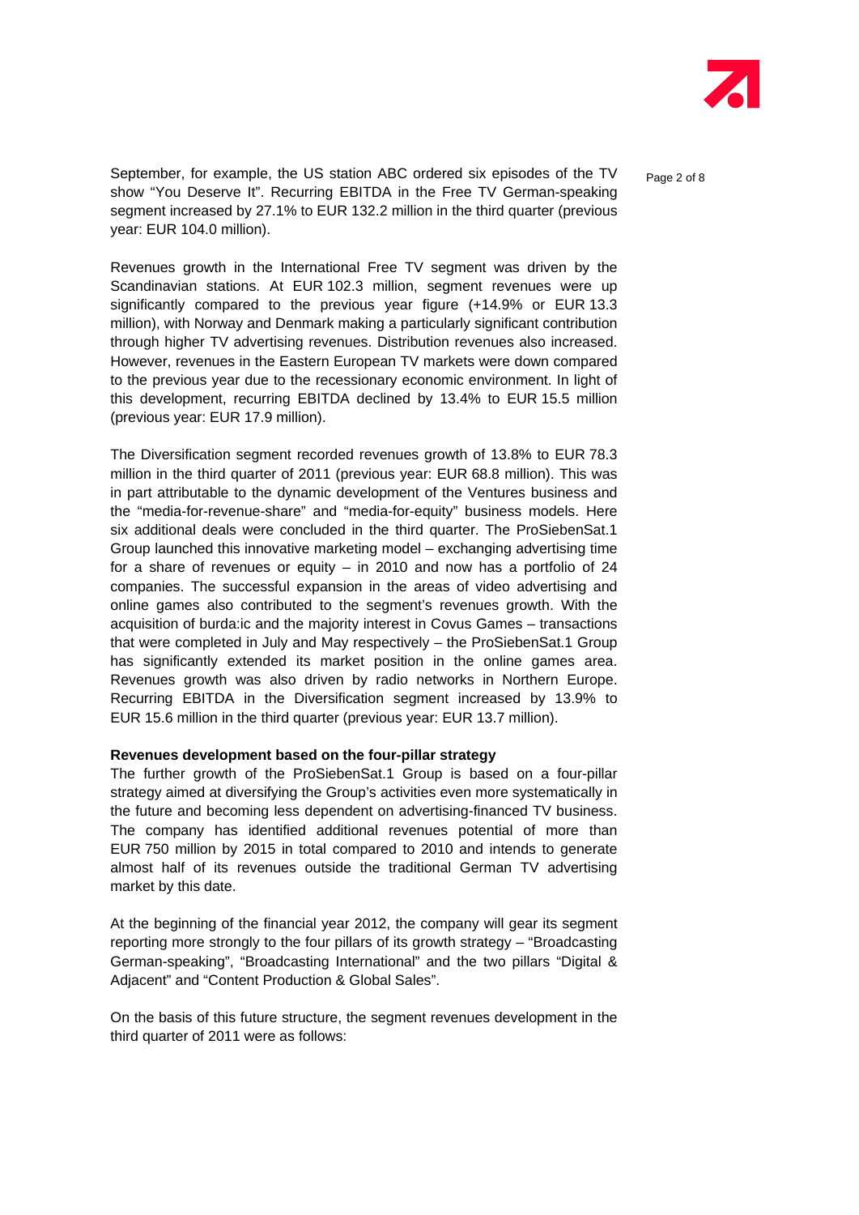September, for example, the US station ABC ordered six episodes of the TV show "You Deserve It". Recurring EBITDA in the Free TV German-speaking segment increased by 27.1% to EUR 132.2 million in the third quarter (previous year: EUR 104.0 million).

Revenues growth in the International Free TV segment was driven by the Scandinavian stations. At EUR 102.3 million, segment revenues were up significantly compared to the previous year figure (+14.9% or EUR 13.3 million), with Norway and Denmark making a particularly significant contribution through higher TV advertising revenues. Distribution revenues also increased. However, revenues in the Eastern European TV markets were down compared to the previous year due to the recessionary economic environment. In light of this development, recurring EBITDA declined by 13.4% to EUR 15.5 million (previous year: EUR 17.9 million).

The Diversification segment recorded revenues growth of 13.8% to EUR 78.3 million in the third quarter of 2011 (previous year: EUR 68.8 million). This was in part attributable to the dynamic development of the Ventures business and the "media-for-revenue-share" and "media-for-equity" business models. Here six additional deals were concluded in the third quarter. The ProSiebenSat.1 Group launched this innovative marketing model – exchanging advertising time for a share of revenues or equity – in 2010 and now has a portfolio of 24 companies. The successful expansion in the areas of video advertising and online games also contributed to the segment's revenues growth. With the acquisition of burda:ic and the majority interest in Covus Games – transactions that were completed in July and May respectively – the ProSiebenSat.1 Group has significantly extended its market position in the online games area. Revenues growth was also driven by radio networks in Northern Europe. Recurring EBITDA in the Diversification segment increased by 13.9% to EUR 15.6 million in the third quarter (previous year: EUR 13.7 million).

**Revenues development based on the four-pillar strategy**

The further growth of the ProSiebenSat.1 Group is based on a four-pillar strategy aimed at diversifying the Group's activities even more systematically in the future and becoming less dependent on advertising-financed TV business. The company has identified additional revenues potential of more than EUR 750 million by 2015 in total compared to 2010 and intends to generate almost half of its revenues outside the traditional German TV advertising market by this date.

At the beginning of the financial year 2012, the company will gear its segment reporting more strongly to the four pillars of its growth strategy – "Broadcasting German-speaking", "Broadcasting International" and the two pillars "Digital & Adjacent" and "Content Production & Global Sales".

On the basis of this future structure, the segment revenues development in the third quarter of 2011 were as follows: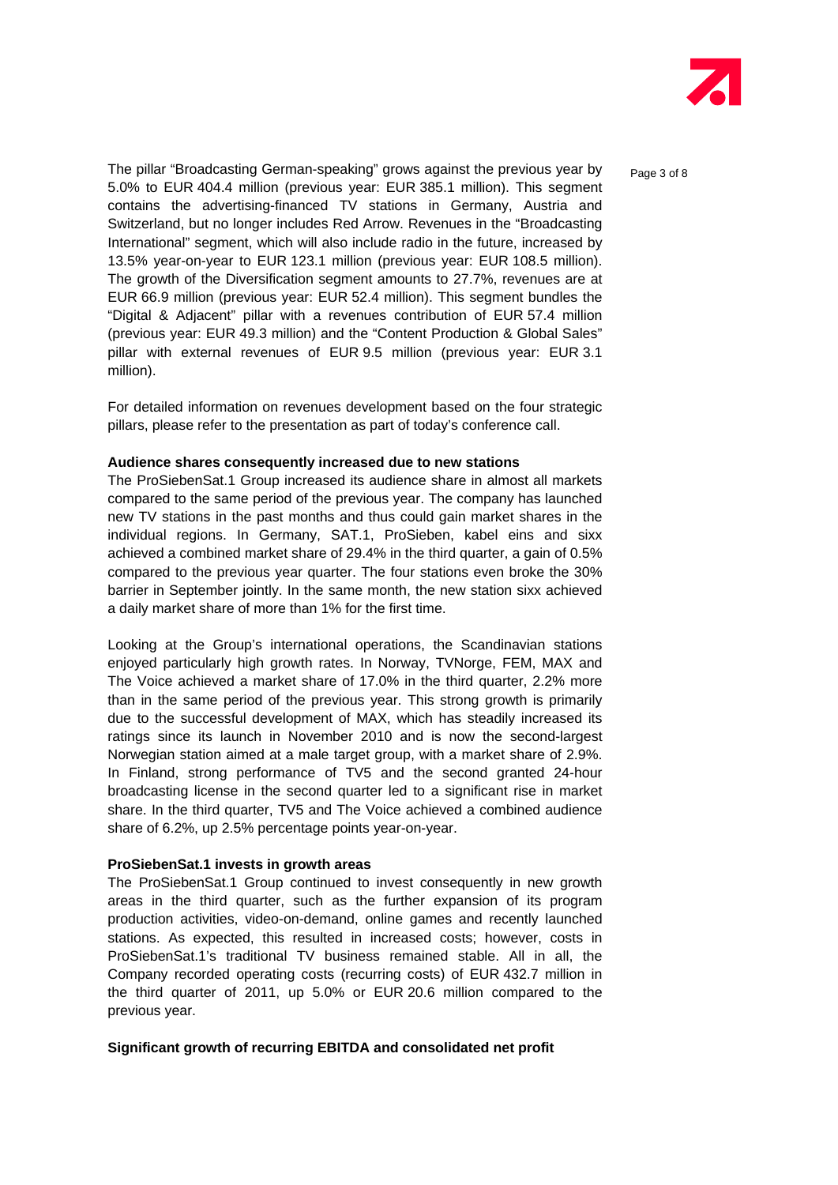The pillar "Broadcasting German-speaking" grows against the previous year by 5.0% to EUR 404.4 million (previous year: EUR 385.1 million). This segment contains the advertising-financed TV stations in Germany, Austria and Switzerland, but no longer includes Red Arrow. Revenues in the "Broadcasting International" segment, which will also include radio in the future, increased by 13.5% year-on-year to EUR 123.1 million (previous year: EUR 108.5 million). The growth of the Diversification segment amounts to 27.7%, revenues are at EUR 66.9 million (previous year: EUR 52.4 million). This segment bundles the "Digital & Adjacent" pillar with a revenues contribution of EUR 57.4 million (previous year: EUR 49.3 million) and the "Content Production & Global Sales" pillar with external revenues of EUR 9.5 million (previous year: EUR 3.1 million).

For detailed information on revenues development based on the four strategic pillars, please refer to the presentation as part of today's conference call.

**Audience shares consequently increased due to new stations**

The ProSiebenSat.1 Group increased its audience share in almost all markets compared to the same period of the previous year. The company has launched new TV stations in the past months and thus could gain market shares in the individual regions. In Germany, SAT.1, ProSieben, kabel eins and sixx achieved a combined market share of 29.4% in the third quarter, a gain of 0.5% compared to the previous year quarter. The four stations even broke the 30% barrier in September jointly. In the same month, the new station sixx achieved a daily market share of more than 1% for the first time.

Looking at the Group's international operations, the Scandinavian stations enjoyed particularly high growth rates. In Norway, TVNorge, FEM, MAX and The Voice achieved a market share of 17.0% in the third quarter, 2.2% more than in the same period of the previous year. This strong growth is primarily due to the successful development of MAX, which has steadily increased its ratings since its launch in November 2010 and is now the second-largest Norwegian station aimed at a male target group, with a market share of 2.9%. In Finland, strong performance of TV5 and the second granted 24-hour broadcasting license in the second quarter led to a significant rise in market share. In the third quarter, TV5 and The Voice achieved a combined audience share of 6.2%, up 2.5% percentage points year-on-year.

**ProSiebenSat.1 invests in growth areas**

The ProSiebenSat.1 Group continued to invest consequently in new growth areas in the third quarter, such as the further expansion of its program production activities, video-on-demand, online games and recently launched stations. As expected, this resulted in increased costs; however, costs in ProSiebenSat.1's traditional TV business remained stable. All in all, the Company recorded operating costs (recurring costs) of EUR 432.7 million in the third quarter of 2011, up 5.0% or EUR 20.6 million compared to the previous year.

**Significant growth of recurring EBITDA and consolidated net profit**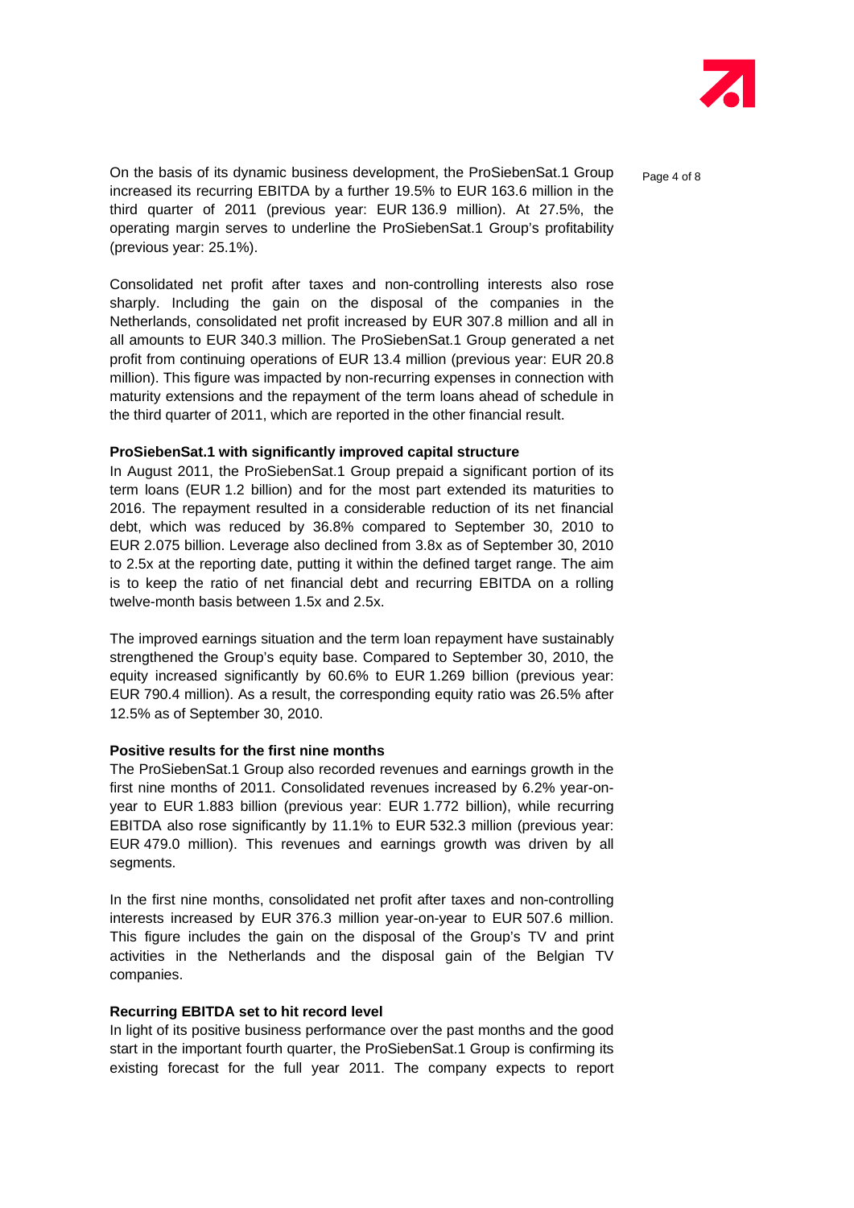On the basis of its dynamic business development, the ProSiebenSat.1 Group increased its recurring EBITDA by a further 19.5% to EUR 163.6 million in the third quarter of 2011 (previous year: EUR 136.9 million). At 27.5%, the operating margin serves to underline the ProSiebenSat.1 Group's profitability (previous year: 25.1%).

Consolidated net profit after taxes and non-controlling interests also rose sharply. Including the gain on the disposal of the companies in the Netherlands, consolidated net profit increased by EUR 307.8 million and all in all amounts to EUR 340.3 million. The ProSiebenSat.1 Group generated a net profit from continuing operations of EUR 13.4 million (previous year: EUR 20.8 million). This figure was impacted by non-recurring expenses in connection with maturity extensions and the repayment of the term loans ahead of schedule in the third quarter of 2011, which are reported in the other financial result.

**ProSiebenSat.1 with significantly improved capital structure**

In August 2011, the ProSiebenSat.1 Group prepaid a significant portion of its term loans (EUR 1.2 billion) and for the most part extended its maturities to 2016. The repayment resulted in a considerable reduction of its net financial debt, which was reduced by 36.8% compared to September 30, 2010 to EUR 2.075 billion. Leverage also declined from 3.8x as of September 30, 2010 to 2.5x at the reporting date, putting it within the defined target range. The aim is to keep the ratio of net financial debt and recurring EBITDA on a rolling twelve-month basis between 1.5x and 2.5x.

The improved earnings situation and the term loan repayment have sustainably strengthened the Group's equity base. Compared to September 30, 2010, the equity increased significantly by 60.6% to EUR 1.269 billion (previous year: EUR 790.4 million). As a result, the corresponding equity ratio was 26.5% after 12.5% as of September 30, 2010.

**Positive results for the first nine months**

The ProSiebenSat.1 Group also recorded revenues and earnings growth in the first nine months of 2011. Consolidated revenues increased by 6.2% year-on-year to EUR 1.883 billion (previous year: EUR 1.772 billion), while recurring EBITDA also rose significantly by 11.1% to EUR 532.3 million (previous year: EUR 479.0 million). This revenues and earnings growth was driven by all segments.

In the first nine months, consolidated net profit after taxes and non-controlling interests increased by EUR 376.3 million year-on-year to EUR 507.6 million. This figure includes the gain on the disposal of the Group's TV and print activities in the Netherlands and the disposal gain of the Belgian TV companies.

**Recurring EBITDA set to hit record level**

In light of its positive business performance over the past months and the good start in the important fourth quarter, the ProSiebenSat.1 Group is confirming its existing forecast for the full year 2011. The company expects to report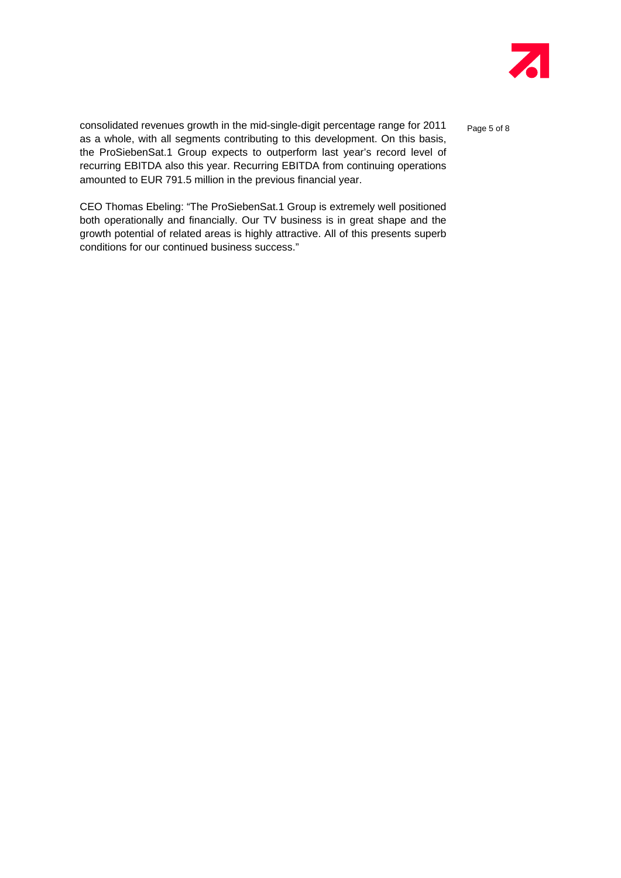consolidated revenues growth in the mid-single-digit percentage range for 2011 as a whole, with all segments contributing to this development. On this basis, the ProSiebenSat.1 Group expects to outperform last year's record level of recurring EBITDA also this year. Recurring EBITDA from continuing operations amounted to EUR 791.5 million in the previous financial year.

CEO Thomas Ebeling: "The ProSiebenSat.1 Group is extremely well positioned both operationally and financially. Our TV business is in great shape and the growth potential of related areas is highly attractive. All of this presents superb conditions for our continued business success."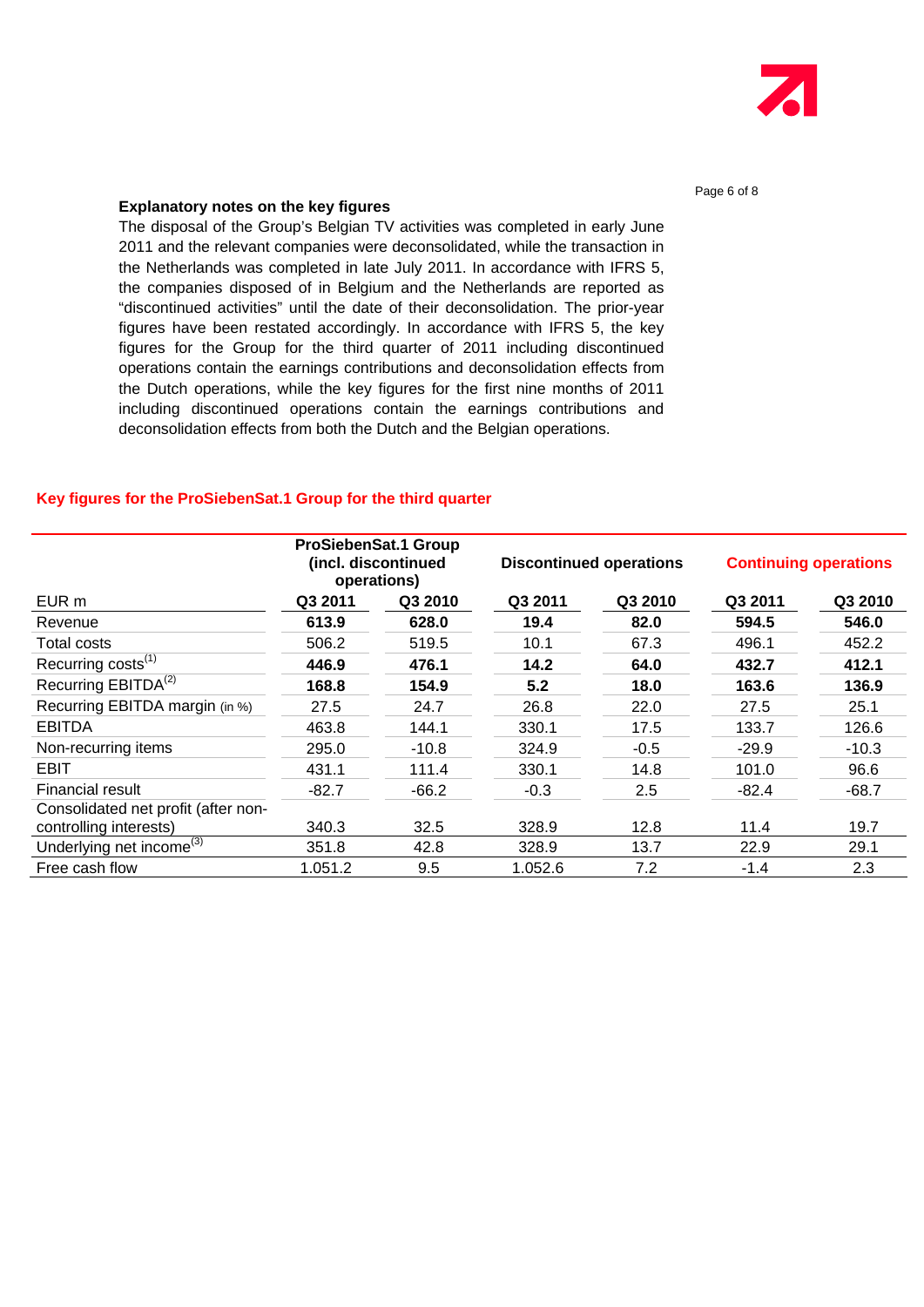**Explanatory notes on the key figures**

The disposal of the Group's Belgian TV activities was completed in early June 2011 and the relevant companies were deconsolidated, while the transaction in the Netherlands was completed in late July 2011. In accordance with IFRS 5, the companies disposed of in Belgium and the Netherlands are reported as "discontinued activities" until the date of their deconsolidation. The prior-year figures have been restated accordingly. In accordance with IFRS 5, the key figures for the Group for the third quarter of 2011 including discontinued operations contain the earnings contributions and deconsolidation effects from the Dutch operations, while the key figures for the first nine months of 2011 including discontinued operations contain the earnings contributions and deconsolidation effects from both the Dutch and the Belgian operations.

## Key figures for the ProSiebenSat.1 Group for the third quarter

| | ProSiebenSat.1 Group (incl. discontinued operations) | | Discontinued operations | | Continuing operations | |
|---|---|---|---|---|---|---|
| EUR m | Q3 2011 | Q3 2010 | Q3 2011 | Q3 2010 | Q3 2011 | Q3 2010 |
| Revenue | **613.9** | **628.0** | **19.4** | **82.0** | **594.5** | **546.0** |
| Total costs | 506.2 | 519.5 | 10.1 | 67.3 | 496.1 | 452.2 |
| Recurring costs[(1)] | **446.9** | **476.1** | **14.2** | **64.0** | **432.7** | **412.1** |
| Recurring EBITDA[(2)] | **168.8** | **154.9** | **5.2** | **18.0** | **163.6** | **136.9** |
| Recurring EBITDA margin (in %) | 27.5 | 24.7 | 26.8 | 22.0 | 27.5 | 25.1 |
| EBITDA | 463.8 | 144.1 | 330.1 | 17.5 | 133.7 | 126.6 |
| Non-recurring items | 295.0 | -10.8 | 324.9 | -0.5 | -29.9 | -10.3 |
| EBIT | 431.1 | 111.4 | 330.1 | 14.8 | 101.0 | 96.6 |
| Financial result | -82.7 | -66.2 | -0.3 | 2.5 | -82.4 | -68.7 |
| Consolidated net profit (after non-controlling interests) | 340.3 | 32.5 | 328.9 | 12.8 | 11.4 | 19.7 |
| Underlying net income[(3)] | 351.8 | 42.8 | 328.9 | 13.7 | 22.9 | 29.1 |
| Free cash flow | 1.051.2 | 9.5 | 1.052.6 | 7.2 | -1.4 | 2.3 |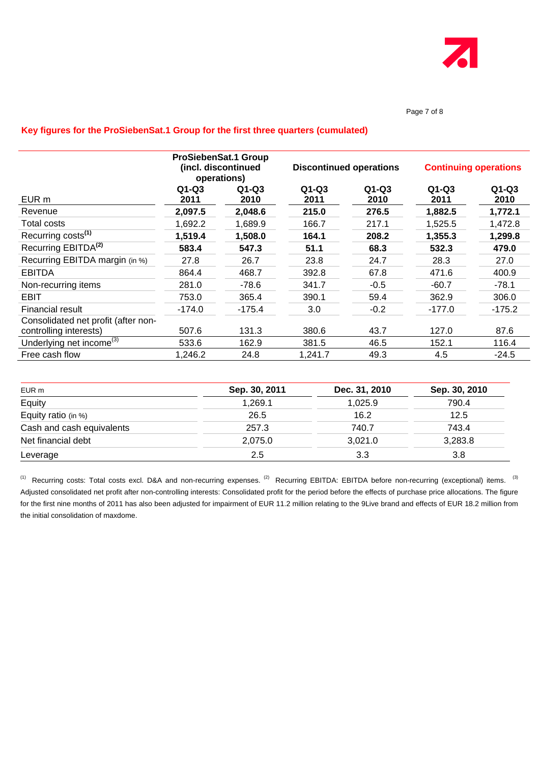## Key figures for the ProSiebenSat.1 Group for the first three quarters (cumulated)

| EUR m | ProSiebenSat.1 Group (incl. discontinued operations) | | Discontinued operations | | Continuing operations | |
|---|---|---|---|---|---|---|
| | Q1-Q3 2011 | Q1-Q3 2010 | Q1-Q3 2011 | Q1-Q3 2010 | Q1-Q3 2011 | Q1-Q3 2010 |
| Revenue | **2,097.5** | **2,048.6** | **215.0** | **276.5** | **1,882.5** | **1,772.1** |
| Total costs | 1,692.2 | 1,689.9 | 166.7 | 217.1 | 1,525.5 | 1,472.8 |
| Recurring costs[(1)] | **1,519.4** | **1,508.0** | **164.1** | **208.2** | **1,355.3** | **1,299.8** |
| Recurring EBITDA[(2)] | **583.4** | **547.3** | **51.1** | **68.3** | **532.3** | **479.0** |
| Recurring EBITDA margin (in %) | 27.8 | 26.7 | 23.8 | 24.7 | 28.3 | 27.0 |
| EBITDA | 864.4 | 468.7 | 392.8 | 67.8 | 471.6 | 400.9 |
| Non-recurring items | 281.0 | -78.6 | 341.7 | -0.5 | -60.7 | -78.1 |
| EBIT | 753.0 | 365.4 | 390.1 | 59.4 | 362.9 | 306.0 |
| Financial result | -174.0 | -175.4 | 3.0 | -0.2 | -177.0 | -175.2 |
| Consolidated net profit (after non-controlling interests) | 507.6 | 131.3 | 380.6 | 43.7 | 127.0 | 87.6 |
| Underlying net income[(3)] | 533.6 | 162.9 | 381.5 | 46.5 | 152.1 | 116.4 |
| Free cash flow | 1,246.2 | 24.8 | 1,241.7 | 49.3 | 4.5 | -24.5 |

| EUR m | Sep. 30, 2011 | Dec. 31, 2010 | Sep. 30, 2010 |
|---|---|---|---|
| Equity | 1,269.1 | 1,025.9 | 790.4 |
| Equity ratio (in %) | 26.5 | 16.2 | 12.5 |
| Cash and cash equivalents | 257.3 | 740.7 | 743.4 |
| Net financial debt | 2,075.0 | 3,021.0 | 3,283.8 |
| Leverage | 2.5 | 3.3 | 3.8 |

[(1)] Recurring costs: Total costs excl. D&A and non-recurring expenses. [(2)] Recurring EBITDA: EBITDA before non-recurring (exceptional) items. [(3)] Adjusted consolidated net profit after non-controlling interests: Consolidated profit for the period before the effects of purchase price allocations. The figure for the first nine months of 2011 has also been adjusted for impairment of EUR 11.2 million relating to the 9Live brand and effects of EUR 18.2 million from the initial consolidation of maxdome.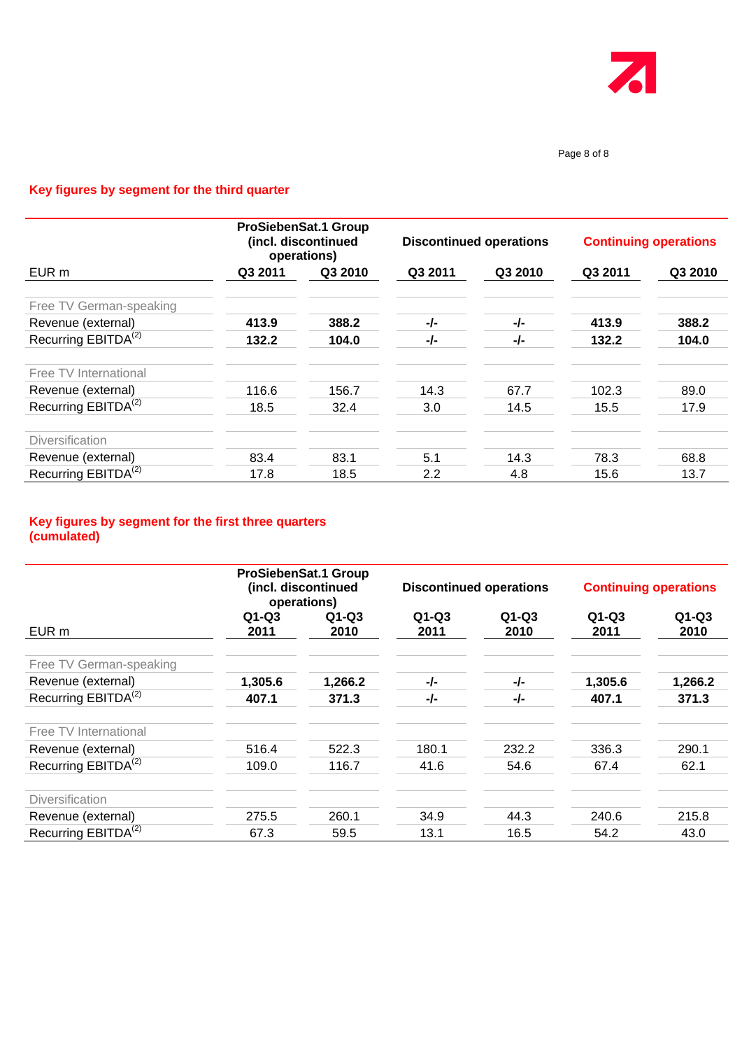## Key figures by segment for the third quarter

| EUR m | ProSiebenSat.1 Group (incl. discontinued operations) | | Discontinued operations | | Continuing operations | |
|---|---|---|---|---|---|---|
| | Q3 2011 | Q3 2010 | Q3 2011 | Q3 2010 | Q3 2011 | Q3 2010 |
| Free TV German-speaking | | | | | | |
| Revenue (external) | **413.9** | **388.2** | **-/-** | **-/-** | **413.9** | **388.2** |
| Recurring EBITDA(2) | **132.2** | **104.0** | **-/-** | **-/-** | **132.2** | **104.0** |
| Free TV International | | | | | | |
| Revenue (external) | 116.6 | 156.7 | 14.3 | 67.7 | 102.3 | 89.0 |
| Recurring EBITDA(2) | 18.5 | 32.4 | 3.0 | 14.5 | 15.5 | 17.9 |
| Diversification | | | | | | |
| Revenue (external) | 83.4 | 83.1 | 5.1 | 14.3 | 78.3 | 68.8 |
| Recurring EBITDA(2) | 17.8 | 18.5 | 2.2 | 4.8 | 15.6 | 13.7 |

## Key figures by segment for the first three quarters (cumulated)

| EUR m | ProSiebenSat.1 Group (incl. discontinued operations) | | Discontinued operations | | Continuing operations | |
|---|---|---|---|---|---|---|
| | Q1-Q3 2011 | Q1-Q3 2010 | Q1-Q3 2011 | Q1-Q3 2010 | Q1-Q3 2011 | Q1-Q3 2010 |
| Free TV German-speaking | | | | | | |
| Revenue (external) | **1,305.6** | **1,266.2** | **-/-** | **-/-** | **1,305.6** | **1,266.2** |
| Recurring EBITDA(2) | **407.1** | **371.3** | **-/-** | **-/-** | **407.1** | **371.3** |
| Free TV International | | | | | | |
| Revenue (external) | 516.4 | 522.3 | 180.1 | 232.2 | 336.3 | 290.1 |
| Recurring EBITDA(2) | 109.0 | 116.7 | 41.6 | 54.6 | 67.4 | 62.1 |
| Diversification | | | | | | |
| Revenue (external) | 275.5 | 260.1 | 34.9 | 44.3 | 240.6 | 215.8 |
| Recurring EBITDA(2) | 67.3 | 59.5 | 13.1 | 16.5 | 54.2 | 43.0 |